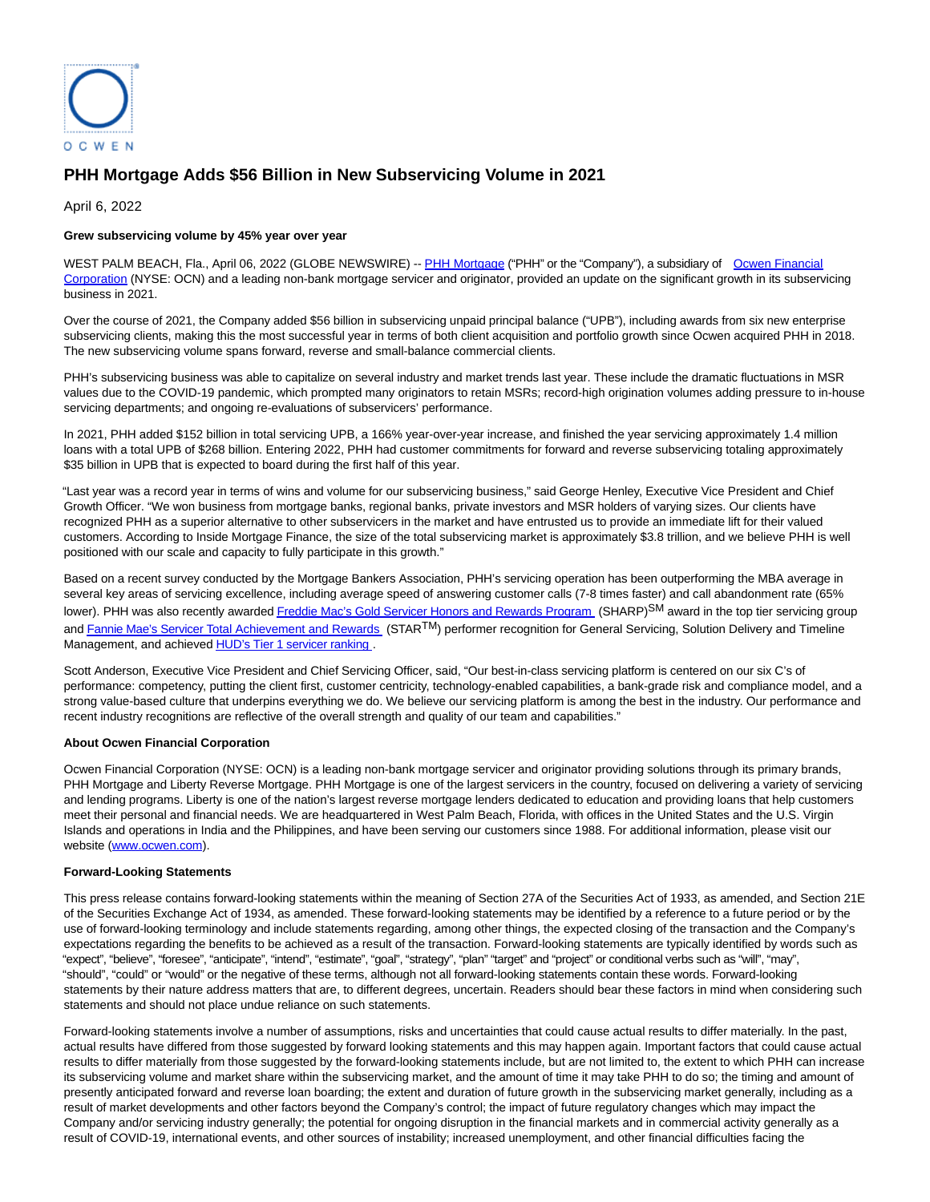OCWEN

# PHH Mortgage Adds $56 Billion in New Subservicing Volume in 2021

April 6, 2022

**Grew subservicing volume by 45% year over year**

WEST PALM BEACH, Fla., April 06, 2022 (GLOBE NEWSWIRE) -- PHH Mortgage ("PHH" or the "Company"), a subsidiary of Ocwen Financial Corporation (NYSE: OCN) and a leading non-bank mortgage servicer and originator, provided an update on the significant growth in its subservicing business in 2021.

Over the course of 2021, the Company added $56 billion in subservicing unpaid principal balance ("UPB"), including awards from six new enterprise subservicing clients, making this the most successful year in terms of both client acquisition and portfolio growth since Ocwen acquired PHH in 2018. The new subservicing volume spans forward, reverse and small-balance commercial clients.

PHH's subservicing business was able to capitalize on several industry and market trends last year. These include the dramatic fluctuations in MSR values due to the COVID-19 pandemic, which prompted many originators to retain MSRs; record-high origination volumes adding pressure to in-house servicing departments; and ongoing re-evaluations of subservicers' performance.

In 2021, PHH added $152 billion in total servicing UPB, a 166% year-over-year increase, and finished the year servicing approximately 1.4 million loans with a total UPB of $268 billion. Entering 2022, PHH had customer commitments for forward and reverse subservicing totaling approximately $35 billion in UPB that is expected to board during the first half of this year.

"Last year was a record year in terms of wins and volume for our subservicing business," said George Henley, Executive Vice President and Chief Growth Officer. "We won business from mortgage banks, regional banks, private investors and MSR holders of varying sizes. Our clients have recognized PHH as a superior alternative to other subservicers in the market and have entrusted us to provide an immediate lift for their valued customers. According to Inside Mortgage Finance, the size of the total subservicing market is approximately $3.8 trillion, and we believe PHH is well positioned with our scale and capacity to fully participate in this growth."

Based on a recent survey conducted by the Mortgage Bankers Association, PHH's servicing operation has been outperforming the MBA average in several key areas of servicing excellence, including average speed of answering customer calls (7-8 times faster) and call abandonment rate (65% lower). PHH was also recently awarded Freddie Mac's Gold Servicer Honors and Rewards Program (SHARP)[SM] award in the top tier servicing group and Fannie Mae's Servicer Total Achievement and Rewards (STAR[TM]) performer recognition for General Servicing, Solution Delivery and Timeline Management, and achieved HUD's Tier 1 servicer ranking.

Scott Anderson, Executive Vice President and Chief Servicing Officer, said, "Our best-in-class servicing platform is centered on our six C's of performance: competency, putting the client first, customer centricity, technology-enabled capabilities, a bank-grade risk and compliance model, and a strong value-based culture that underpins everything we do. We believe our servicing platform is among the best in the industry. Our performance and recent industry recognitions are reflective of the overall strength and quality of our team and capabilities."

**About Ocwen Financial Corporation**

Ocwen Financial Corporation (NYSE: OCN) is a leading non-bank mortgage servicer and originator providing solutions through its primary brands, PHH Mortgage and Liberty Reverse Mortgage. PHH Mortgage is one of the largest servicers in the country, focused on delivering a variety of servicing and lending programs. Liberty is one of the nation's largest reverse mortgage lenders dedicated to education and providing loans that help customers meet their personal and financial needs. We are headquartered in West Palm Beach, Florida, with offices in the United States and the U.S. Virgin Islands and operations in India and the Philippines, and have been serving our customers since 1988. For additional information, please visit our website (www.ocwen.com).

**Forward-Looking Statements**

This press release contains forward-looking statements within the meaning of Section 27A of the Securities Act of 1933, as amended, and Section 21E of the Securities Exchange Act of 1934, as amended. These forward-looking statements may be identified by a reference to a future period or by the use of forward-looking terminology and include statements regarding, among other things, the expected closing of the transaction and the Company's expectations regarding the benefits to be achieved as a result of the transaction. Forward-looking statements are typically identified by words such as "expect", "believe", "foresee", "anticipate", "intend", "estimate", "goal", "strategy", "plan" "target" and "project" or conditional verbs such as "will", "may", "should", "could" or "would" or the negative of these terms, although not all forward-looking statements contain these words. Forward-looking statements by their nature address matters that are, to different degrees, uncertain. Readers should bear these factors in mind when considering such statements and should not place undue reliance on such statements.

Forward-looking statements involve a number of assumptions, risks and uncertainties that could cause actual results to differ materially. In the past, actual results have differed from those suggested by forward looking statements and this may happen again. Important factors that could cause actual results to differ materially from those suggested by the forward-looking statements include, but are not limited to, the extent to which PHH can increase its subservicing volume and market share within the subservicing market, and the amount of time it may take PHH to do so; the timing and amount of presently anticipated forward and reverse loan boarding; the extent and duration of future growth in the subservicing market generally, including as a result of market developments and other factors beyond the Company's control; the impact of future regulatory changes which may impact the Company and/or servicing industry generally; the potential for ongoing disruption in the financial markets and in commercial activity generally as a result of COVID-19, international events, and other sources of instability; increased unemployment, and other financial difficulties facing the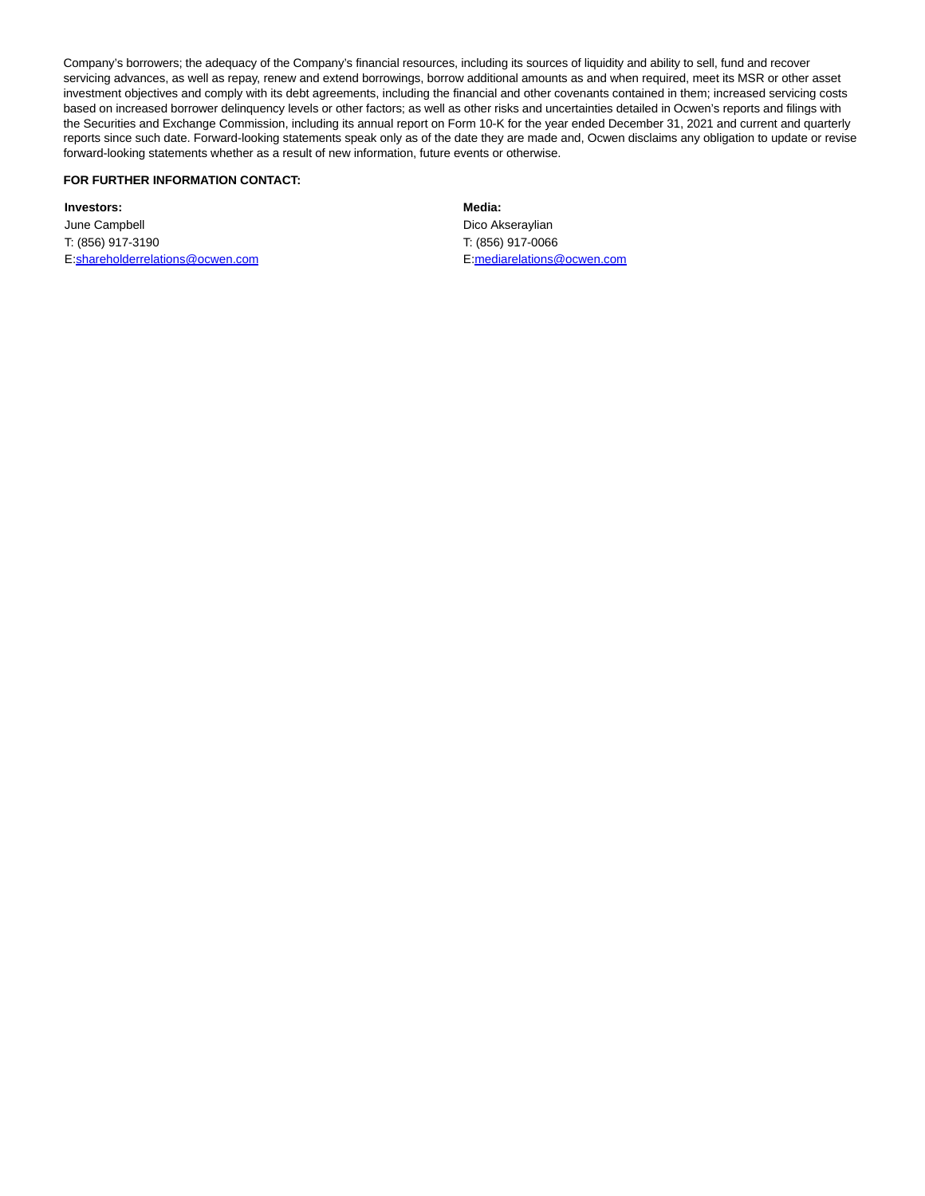Company's borrowers; the adequacy of the Company's financial resources, including its sources of liquidity and ability to sell, fund and recover servicing advances, as well as repay, renew and extend borrowings, borrow additional amounts as and when required, meet its MSR or other asset investment objectives and comply with its debt agreements, including the financial and other covenants contained in them; increased servicing costs based on increased borrower delinquency levels or other factors; as well as other risks and uncertainties detailed in Ocwen's reports and filings with the Securities and Exchange Commission, including its annual report on Form 10-K for the year ended December 31, 2021 and current and quarterly reports since such date. Forward-looking statements speak only as of the date they are made and, Ocwen disclaims any obligation to update or revise forward-looking statements whether as a result of new information, future events or otherwise.

**FOR FURTHER INFORMATION CONTACT:**

**Investors:**
June Campbell
T: (856) 917-3190
E:shareholderrelations@ocwen.com

**Media:**
Dico Akseraylian
T: (856) 917-0066
E:mediarelations@ocwen.com